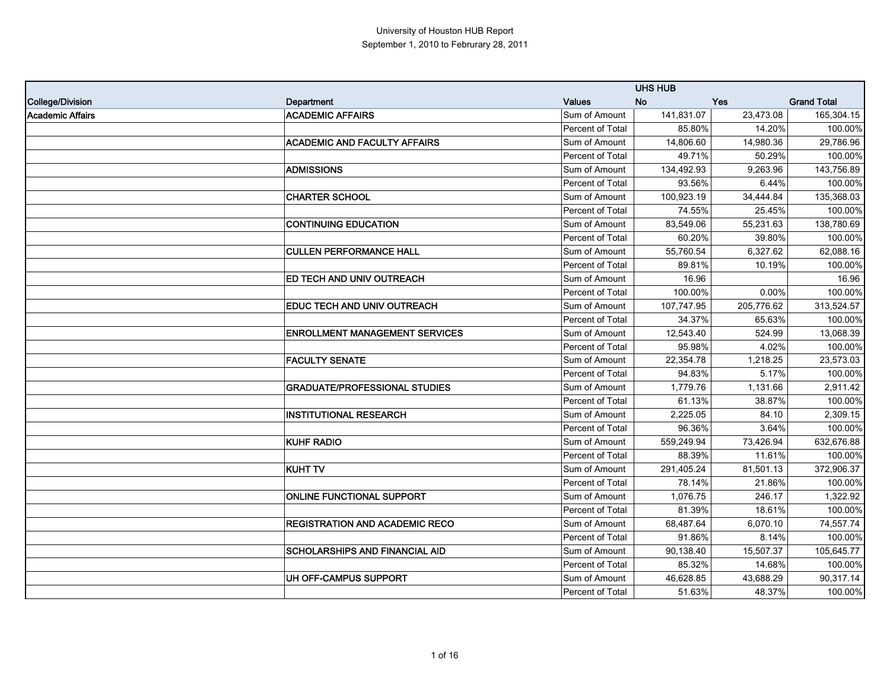University of Houston HUB Report

September 1, 2010 to Februrary 28, 2011

| | | | UHS HUB | | |
|---|---|---|---|---|---|
| **College/Division** | **Department** | **Values** | **No** | **Yes** | **Grand Total** |
| **Academic Affairs** | **ACADEMIC AFFAIRS** | Sum of Amount | 141,831.07 | 23,473.08 | 165,304.15 |
| | | Percent of Total | 85.80% | 14.20% | 100.00% |
| | **ACADEMIC AND FACULTY AFFAIRS** | Sum of Amount | 14,806.60 | 14,980.36 | 29,786.96 |
| | | Percent of Total | 49.71% | 50.29% | 100.00% |
| | **ADMISSIONS** | Sum of Amount | 134,492.93 | 9,263.96 | 143,756.89 |
| | | Percent of Total | 93.56% | 6.44% | 100.00% |
| | **CHARTER SCHOOL** | Sum of Amount | 100,923.19 | 34,444.84 | 135,368.03 |
| | | Percent of Total | 74.55% | 25.45% | 100.00% |
| | **CONTINUING EDUCATION** | Sum of Amount | 83,549.06 | 55,231.63 | 138,780.69 |
| | | Percent of Total | 60.20% | 39.80% | 100.00% |
| | **CULLEN PERFORMANCE HALL** | Sum of Amount | 55,760.54 | 6,327.62 | 62,088.16 |
| | | Percent of Total | 89.81% | 10.19% | 100.00% |
| | **ED TECH AND UNIV OUTREACH** | Sum of Amount | 16.96 | | 16.96 |
| | | Percent of Total | 100.00% | 0.00% | 100.00% |
| | **EDUC TECH AND UNIV OUTREACH** | Sum of Amount | 107,747.95 | 205,776.62 | 313,524.57 |
| | | Percent of Total | 34.37% | 65.63% | 100.00% |
| | **ENROLLMENT MANAGEMENT SERVICES** | Sum of Amount | 12,543.40 | 524.99 | 13,068.39 |
| | | Percent of Total | 95.98% | 4.02% | 100.00% |
| | **FACULTY SENATE** | Sum of Amount | 22,354.78 | 1,218.25 | 23,573.03 |
| | | Percent of Total | 94.83% | 5.17% | 100.00% |
| | **GRADUATE/PROFESSIONAL STUDIES** | Sum of Amount | 1,779.76 | 1,131.66 | 2,911.42 |
| | | Percent of Total | 61.13% | 38.87% | 100.00% |
| | **INSTITUTIONAL RESEARCH** | Sum of Amount | 2,225.05 | 84.10 | 2,309.15 |
| | | Percent of Total | 96.36% | 3.64% | 100.00% |
| | **KUHF RADIO** | Sum of Amount | 559,249.94 | 73,426.94 | 632,676.88 |
| | | Percent of Total | 88.39% | 11.61% | 100.00% |
| | **KUHT TV** | Sum of Amount | 291,405.24 | 81,501.13 | 372,906.37 |
| | | Percent of Total | 78.14% | 21.86% | 100.00% |
| | **ONLINE FUNCTIONAL SUPPORT** | Sum of Amount | 1,076.75 | 246.17 | 1,322.92 |
| | | Percent of Total | 81.39% | 18.61% | 100.00% |
| | **REGISTRATION AND ACADEMIC RECO** | Sum of Amount | 68,487.64 | 6,070.10 | 74,557.74 |
| | | Percent of Total | 91.86% | 8.14% | 100.00% |
| | **SCHOLARSHIPS AND FINANCIAL AID** | Sum of Amount | 90,138.40 | 15,507.37 | 105,645.77 |
| | | Percent of Total | 85.32% | 14.68% | 100.00% |
| | **UH OFF-CAMPUS SUPPORT** | Sum of Amount | 46,628.85 | 43,688.29 | 90,317.14 |
| | | Percent of Total | 51.63% | 48.37% | 100.00% |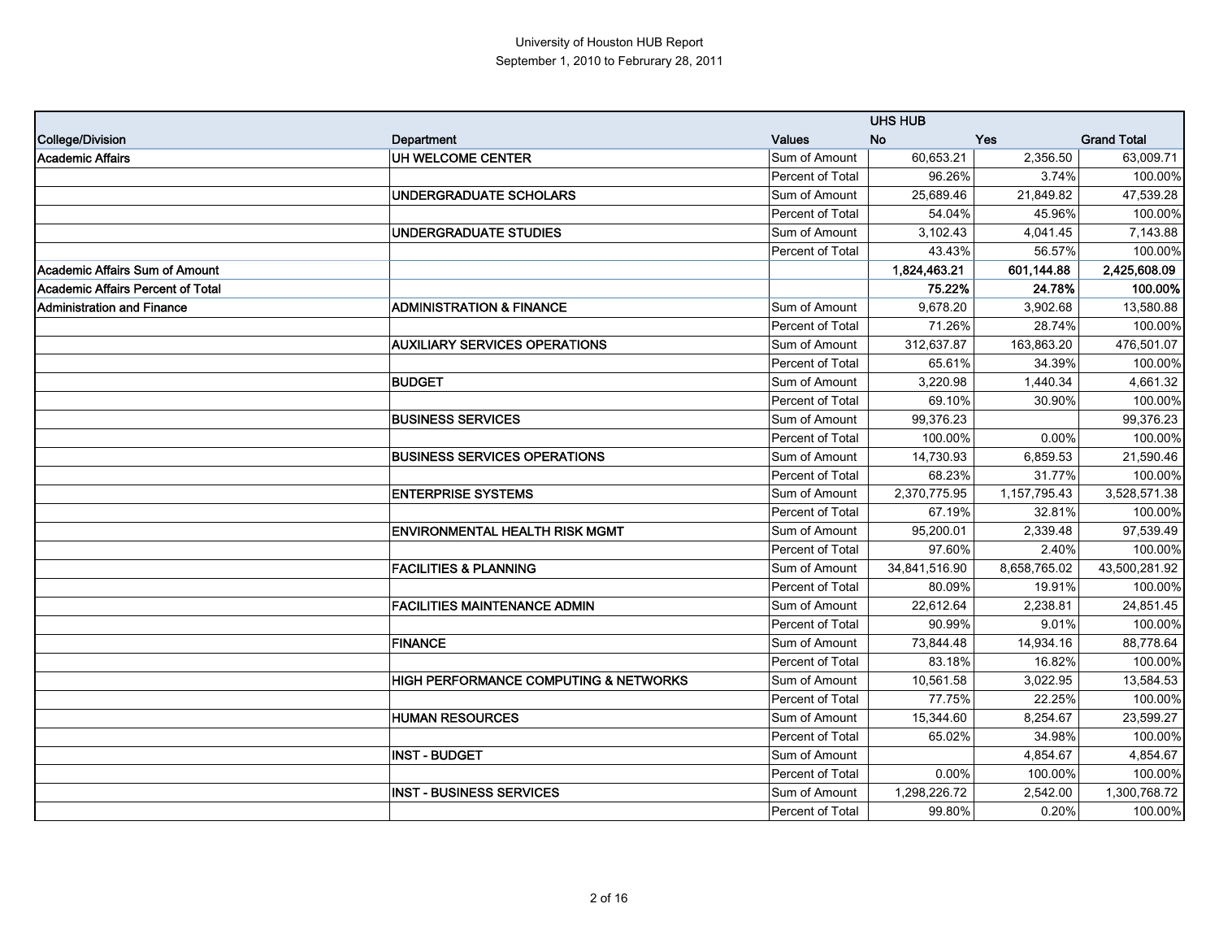University of Houston HUB Report

September 1, 2010 to Februrary 28, 2011

| | | | UHS HUB | | |
|---|---|---|---|---|---|
| **College/Division** | **Department** | **Values** | **No** | **Yes** | **Grand Total** |
| **Academic Affairs** | **UH WELCOME CENTER** | Sum of Amount | 60,653.21 | 2,356.50 | 63,009.71 |
| | | Percent of Total | 96.26% | 3.74% | 100.00% |
| | **UNDERGRADUATE SCHOLARS** | Sum of Amount | 25,689.46 | 21,849.82 | 47,539.28 |
| | | Percent of Total | 54.04% | 45.96% | 100.00% |
| | **UNDERGRADUATE STUDIES** | Sum of Amount | 3,102.43 | 4,041.45 | 7,143.88 |
| | | Percent of Total | 43.43% | 56.57% | 100.00% |
| **Academic Affairs Sum of Amount** | | | **1,824,463.21** | **601,144.88** | **2,425,608.09** |
| **Academic Affairs Percent of Total** | | | **75.22%** | **24.78%** | **100.00%** |
| **Administration and Finance** | **ADMINISTRATION & FINANCE** | Sum of Amount | 9,678.20 | 3,902.68 | 13,580.88 |
| | | Percent of Total | 71.26% | 28.74% | 100.00% |
| | **AUXILIARY SERVICES OPERATIONS** | Sum of Amount | 312,637.87 | 163,863.20 | 476,501.07 |
| | | Percent of Total | 65.61% | 34.39% | 100.00% |
| | **BUDGET** | Sum of Amount | 3,220.98 | 1,440.34 | 4,661.32 |
| | | Percent of Total | 69.10% | 30.90% | 100.00% |
| | **BUSINESS SERVICES** | Sum of Amount | 99,376.23 | | 99,376.23 |
| | | Percent of Total | 100.00% | 0.00% | 100.00% |
| | **BUSINESS SERVICES OPERATIONS** | Sum of Amount | 14,730.93 | 6,859.53 | 21,590.46 |
| | | Percent of Total | 68.23% | 31.77% | 100.00% |
| | **ENTERPRISE SYSTEMS** | Sum of Amount | 2,370,775.95 | 1,157,795.43 | 3,528,571.38 |
| | | Percent of Total | 67.19% | 32.81% | 100.00% |
| | **ENVIRONMENTAL HEALTH RISK MGMT** | Sum of Amount | 95,200.01 | 2,339.48 | 97,539.49 |
| | | Percent of Total | 97.60% | 2.40% | 100.00% |
| | **FACILITIES & PLANNING** | Sum of Amount | 34,841,516.90 | 8,658,765.02 | 43,500,281.92 |
| | | Percent of Total | 80.09% | 19.91% | 100.00% |
| | **FACILITIES MAINTENANCE ADMIN** | Sum of Amount | 22,612.64 | 2,238.81 | 24,851.45 |
| | | Percent of Total | 90.99% | 9.01% | 100.00% |
| | **FINANCE** | Sum of Amount | 73,844.48 | 14,934.16 | 88,778.64 |
| | | Percent of Total | 83.18% | 16.82% | 100.00% |
| | **HIGH PERFORMANCE COMPUTING & NETWORKS** | Sum of Amount | 10,561.58 | 3,022.95 | 13,584.53 |
| | | Percent of Total | 77.75% | 22.25% | 100.00% |
| | **HUMAN RESOURCES** | Sum of Amount | 15,344.60 | 8,254.67 | 23,599.27 |
| | | Percent of Total | 65.02% | 34.98% | 100.00% |
| | **INST - BUDGET** | Sum of Amount | | 4,854.67 | 4,854.67 |
| | | Percent of Total | 0.00% | 100.00% | 100.00% |
| | **INST - BUSINESS SERVICES** | Sum of Amount | 1,298,226.72 | 2,542.00 | 1,300,768.72 |
| | | Percent of Total | 99.80% | 0.20% | 100.00% |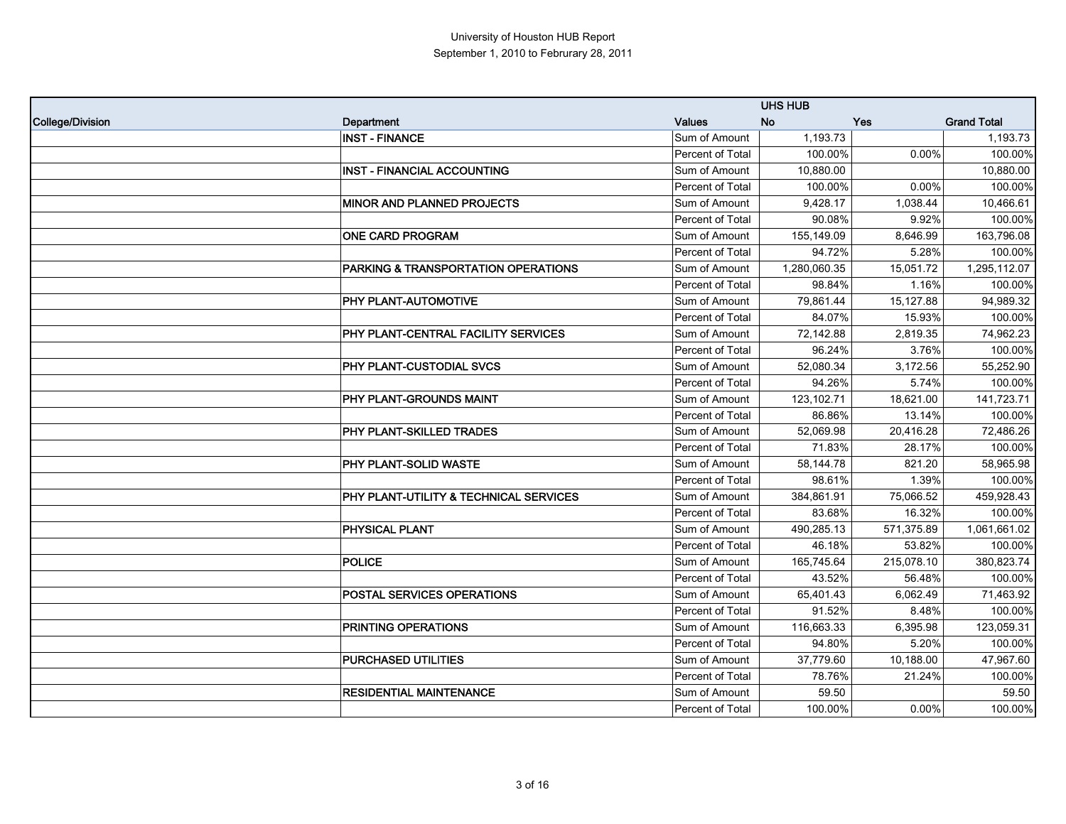University of Houston HUB Report

September 1, 2010 to Februrary 28, 2011

| College/Division | Department | Values | UHS HUB No | Yes | Grand Total |
|---|---|---|---|---|---|
| | INST - FINANCE | Sum of Amount | 1,193.73 | | 1,193.73 |
| | | Percent of Total | 100.00% | 0.00% | 100.00% |
| | INST - FINANCIAL ACCOUNTING | Sum of Amount | 10,880.00 | | 10,880.00 |
| | | Percent of Total | 100.00% | 0.00% | 100.00% |
| | MINOR AND PLANNED PROJECTS | Sum of Amount | 9,428.17 | 1,038.44 | 10,466.61 |
| | | Percent of Total | 90.08% | 9.92% | 100.00% |
| | ONE CARD PROGRAM | Sum of Amount | 155,149.09 | 8,646.99 | 163,796.08 |
| | | Percent of Total | 94.72% | 5.28% | 100.00% |
| | PARKING & TRANSPORTATION OPERATIONS | Sum of Amount | 1,280,060.35 | 15,051.72 | 1,295,112.07 |
| | | Percent of Total | 98.84% | 1.16% | 100.00% |
| | PHY PLANT-AUTOMOTIVE | Sum of Amount | 79,861.44 | 15,127.88 | 94,989.32 |
| | | Percent of Total | 84.07% | 15.93% | 100.00% |
| | PHY PLANT-CENTRAL FACILITY SERVICES | Sum of Amount | 72,142.88 | 2,819.35 | 74,962.23 |
| | | Percent of Total | 96.24% | 3.76% | 100.00% |
| | PHY PLANT-CUSTODIAL SVCS | Sum of Amount | 52,080.34 | 3,172.56 | 55,252.90 |
| | | Percent of Total | 94.26% | 5.74% | 100.00% |
| | PHY PLANT-GROUNDS MAINT | Sum of Amount | 123,102.71 | 18,621.00 | 141,723.71 |
| | | Percent of Total | 86.86% | 13.14% | 100.00% |
| | PHY PLANT-SKILLED TRADES | Sum of Amount | 52,069.98 | 20,416.28 | 72,486.26 |
| | | Percent of Total | 71.83% | 28.17% | 100.00% |
| | PHY PLANT-SOLID WASTE | Sum of Amount | 58,144.78 | 821.20 | 58,965.98 |
| | | Percent of Total | 98.61% | 1.39% | 100.00% |
| | PHY PLANT-UTILITY & TECHNICAL SERVICES | Sum of Amount | 384,861.91 | 75,066.52 | 459,928.43 |
| | | Percent of Total | 83.68% | 16.32% | 100.00% |
| | PHYSICAL PLANT | Sum of Amount | 490,285.13 | 571,375.89 | 1,061,661.02 |
| | | Percent of Total | 46.18% | 53.82% | 100.00% |
| | POLICE | Sum of Amount | 165,745.64 | 215,078.10 | 380,823.74 |
| | | Percent of Total | 43.52% | 56.48% | 100.00% |
| | POSTAL SERVICES OPERATIONS | Sum of Amount | 65,401.43 | 6,062.49 | 71,463.92 |
| | | Percent of Total | 91.52% | 8.48% | 100.00% |
| | PRINTING OPERATIONS | Sum of Amount | 116,663.33 | 6,395.98 | 123,059.31 |
| | | Percent of Total | 94.80% | 5.20% | 100.00% |
| | PURCHASED UTILITIES | Sum of Amount | 37,779.60 | 10,188.00 | 47,967.60 |
| | | Percent of Total | 78.76% | 21.24% | 100.00% |
| | RESIDENTIAL MAINTENANCE | Sum of Amount | 59.50 | | 59.50 |
| | | Percent of Total | 100.00% | 0.00% | 100.00% |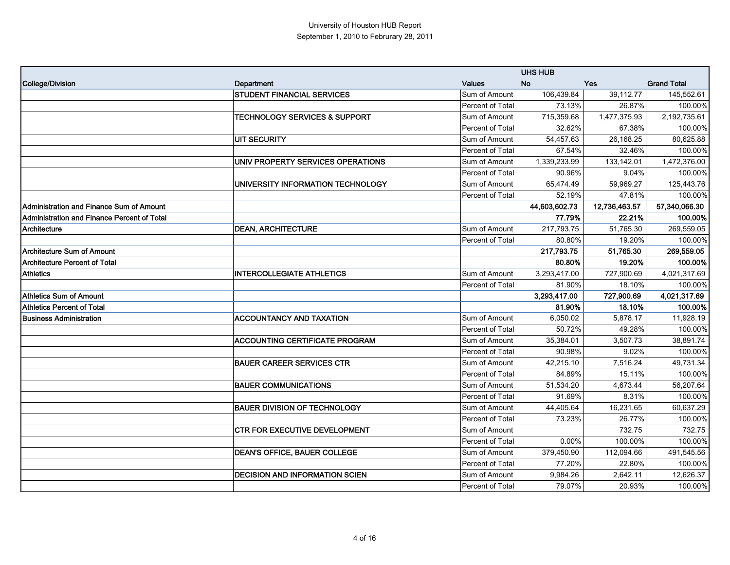University of Houston HUB Report
September 1, 2010 to Februrary 28, 2011

| College/Division | Department | Values | UHS HUB No | Yes | Grand Total |
|---|---|---|---|---|---|
| | STUDENT FINANCIAL SERVICES | Sum of Amount | 106,439.84 | 39,112.77 | 145,552.61 |
| | | Percent of Total | 73.13% | 26.87% | 100.00% |
| | TECHNOLOGY SERVICES & SUPPORT | Sum of Amount | 715,359.68 | 1,477,375.93 | 2,192,735.61 |
| | | Percent of Total | 32.62% | 67.38% | 100.00% |
| | UIT SECURITY | Sum of Amount | 54,457.63 | 26,168.25 | 80,625.88 |
| | | Percent of Total | 67.54% | 32.46% | 100.00% |
| | UNIV PROPERTY SERVICES OPERATIONS | Sum of Amount | 1,339,233.99 | 133,142.01 | 1,472,376.00 |
| | | Percent of Total | 90.96% | 9.04% | 100.00% |
| | UNIVERSITY INFORMATION TECHNOLOGY | Sum of Amount | 65,474.49 | 59,969.27 | 125,443.76 |
| | | Percent of Total | 52.19% | 47.81% | 100.00% |
| **Administration and Finance Sum of Amount** | | | **44,603,602.73** | **12,736,463.57** | **57,340,066.30** |
| **Administration and Finance Percent of Total** | | | **77.79%** | **22.21%** | **100.00%** |
| Architecture | DEAN, ARCHITECTURE | Sum of Amount | 217,793.75 | 51,765.30 | 269,559.05 |
| | | Percent of Total | 80.80% | 19.20% | 100.00% |
| **Architecture Sum of Amount** | | | **217,793.75** | **51,765.30** | **269,559.05** |
| **Architecture Percent of Total** | | | **80.80%** | **19.20%** | **100.00%** |
| Athletics | INTERCOLLEGIATE ATHLETICS | Sum of Amount | 3,293,417.00 | 727,900.69 | 4,021,317.69 |
| | | Percent of Total | 81.90% | 18.10% | 100.00% |
| **Athletics Sum of Amount** | | | **3,293,417.00** | **727,900.69** | **4,021,317.69** |
| **Athletics Percent of Total** | | | **81.90%** | **18.10%** | **100.00%** |
| Business Administration | ACCOUNTANCY AND TAXATION | Sum of Amount | 6,050.02 | 5,878.17 | 11,928.19 |
| | | Percent of Total | 50.72% | 49.28% | 100.00% |
| | ACCOUNTING CERTIFICATE PROGRAM | Sum of Amount | 35,384.01 | 3,507.73 | 38,891.74 |
| | | Percent of Total | 90.98% | 9.02% | 100.00% |
| | BAUER CAREER SERVICES CTR | Sum of Amount | 42,215.10 | 7,516.24 | 49,731.34 |
| | | Percent of Total | 84.89% | 15.11% | 100.00% |
| | BAUER COMMUNICATIONS | Sum of Amount | 51,534.20 | 4,673.44 | 56,207.64 |
| | | Percent of Total | 91.69% | 8.31% | 100.00% |
| | BAUER DIVISION OF TECHNOLOGY | Sum of Amount | 44,405.64 | 16,231.65 | 60,637.29 |
| | | Percent of Total | 73.23% | 26.77% | 100.00% |
| | CTR FOR EXECUTIVE DEVELOPMENT | Sum of Amount | | 732.75 | 732.75 |
| | | Percent of Total | 0.00% | 100.00% | 100.00% |
| | DEAN'S OFFICE, BAUER COLLEGE | Sum of Amount | 379,450.90 | 112,094.66 | 491,545.56 |
| | | Percent of Total | 77.20% | 22.80% | 100.00% |
| | DECISION AND INFORMATION SCIEN | Sum of Amount | 9,984.26 | 2,642.11 | 12,626.37 |
| | | Percent of Total | 79.07% | 20.93% | 100.00% |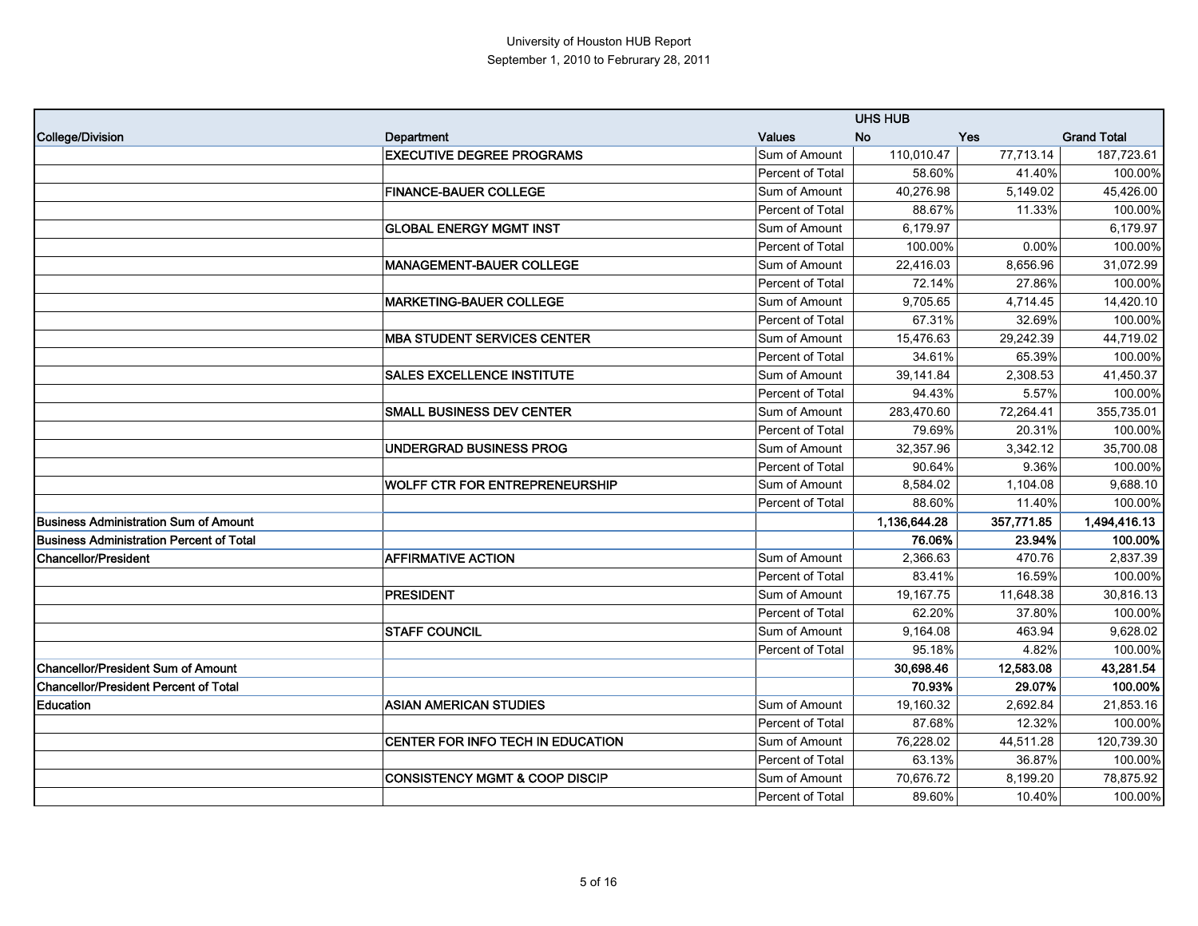University of Houston HUB Report
September 1, 2010 to Februrary 28, 2011

| | | | UHS HUB | | |
|---|---|---|---|---|---|
| College/Division | Department | Values | No | Yes | Grand Total |
| | EXECUTIVE DEGREE PROGRAMS | Sum of Amount | 110,010.47 | 77,713.14 | 187,723.61 |
| | | Percent of Total | 58.60% | 41.40% | 100.00% |
| | FINANCE-BAUER COLLEGE | Sum of Amount | 40,276.98 | 5,149.02 | 45,426.00 |
| | | Percent of Total | 88.67% | 11.33% | 100.00% |
| | GLOBAL ENERGY MGMT INST | Sum of Amount | 6,179.97 | | 6,179.97 |
| | | Percent of Total | 100.00% | 0.00% | 100.00% |
| | MANAGEMENT-BAUER COLLEGE | Sum of Amount | 22,416.03 | 8,656.96 | 31,072.99 |
| | | Percent of Total | 72.14% | 27.86% | 100.00% |
| | MARKETING-BAUER COLLEGE | Sum of Amount | 9,705.65 | 4,714.45 | 14,420.10 |
| | | Percent of Total | 67.31% | 32.69% | 100.00% |
| | MBA STUDENT SERVICES CENTER | Sum of Amount | 15,476.63 | 29,242.39 | 44,719.02 |
| | | Percent of Total | 34.61% | 65.39% | 100.00% |
| | SALES EXCELLENCE INSTITUTE | Sum of Amount | 39,141.84 | 2,308.53 | 41,450.37 |
| | | Percent of Total | 94.43% | 5.57% | 100.00% |
| | SMALL BUSINESS DEV CENTER | Sum of Amount | 283,470.60 | 72,264.41 | 355,735.01 |
| | | Percent of Total | 79.69% | 20.31% | 100.00% |
| | UNDERGRAD BUSINESS PROG | Sum of Amount | 32,357.96 | 3,342.12 | 35,700.08 |
| | | Percent of Total | 90.64% | 9.36% | 100.00% |
| | WOLFF CTR FOR ENTREPRENEURSHIP | Sum of Amount | 8,584.02 | 1,104.08 | 9,688.10 |
| | | Percent of Total | 88.60% | 11.40% | 100.00% |
| **Business Administration Sum of Amount** | | | **1,136,644.28** | **357,771.85** | **1,494,416.13** |
| **Business Administration Percent of Total** | | | **76.06%** | **23.94%** | **100.00%** |
| Chancellor/President | AFFIRMATIVE ACTION | Sum of Amount | 2,366.63 | 470.76 | 2,837.39 |
| | | Percent of Total | 83.41% | 16.59% | 100.00% |
| | PRESIDENT | Sum of Amount | 19,167.75 | 11,648.38 | 30,816.13 |
| | | Percent of Total | 62.20% | 37.80% | 100.00% |
| | STAFF COUNCIL | Sum of Amount | 9,164.08 | 463.94 | 9,628.02 |
| | | Percent of Total | 95.18% | 4.82% | 100.00% |
| **Chancellor/President Sum of Amount** | | | **30,698.46** | **12,583.08** | **43,281.54** |
| **Chancellor/President Percent of Total** | | | **70.93%** | **29.07%** | **100.00%** |
| Education | ASIAN AMERICAN STUDIES | Sum of Amount | 19,160.32 | 2,692.84 | 21,853.16 |
| | | Percent of Total | 87.68% | 12.32% | 100.00% |
| | CENTER FOR INFO TECH IN EDUCATION | Sum of Amount | 76,228.02 | 44,511.28 | 120,739.30 |
| | | Percent of Total | 63.13% | 36.87% | 100.00% |
| | CONSISTENCY MGMT & COOP DISCIP | Sum of Amount | 70,676.72 | 8,199.20 | 78,875.92 |
| | | Percent of Total | 89.60% | 10.40% | 100.00% |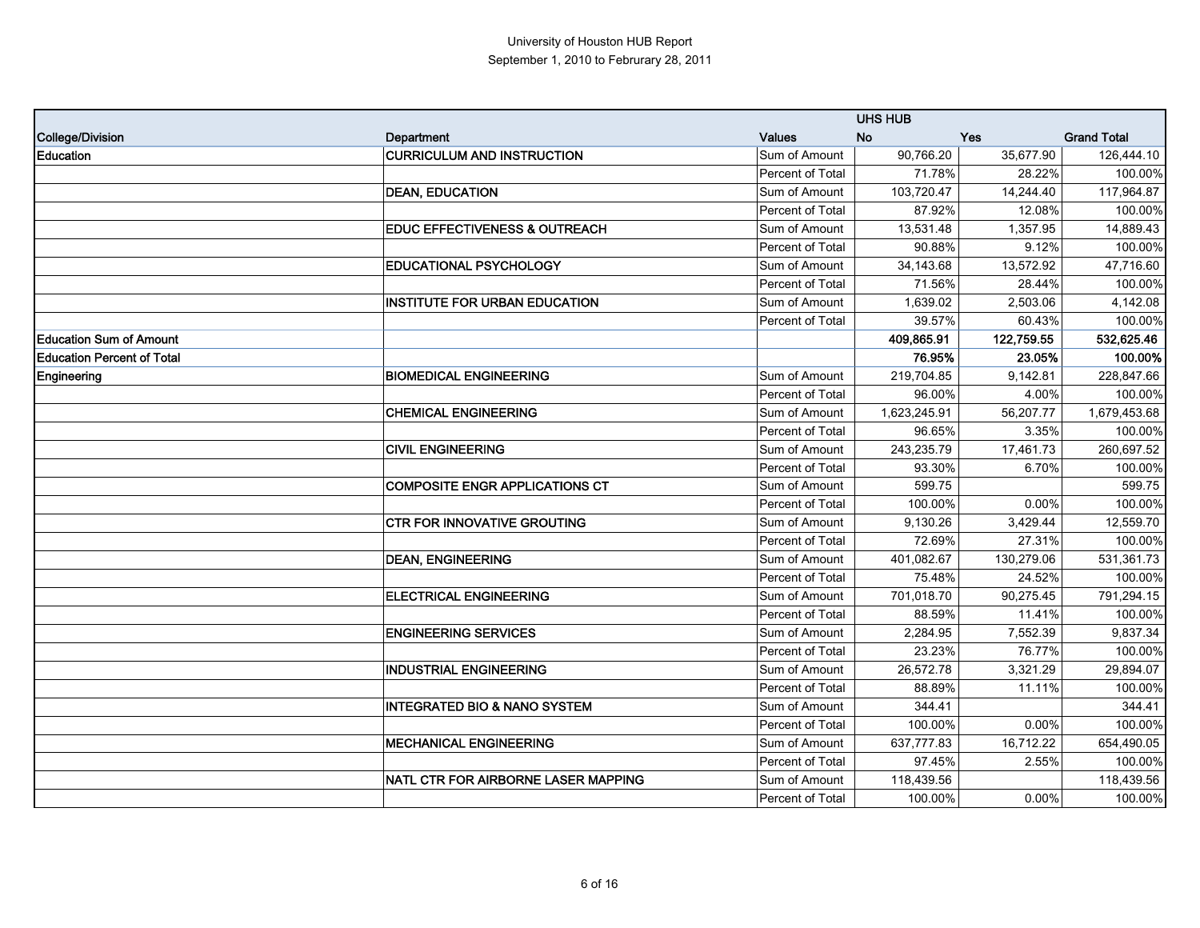University of Houston HUB Report

September 1, 2010 to Februrary 28, 2011

| | | | UHS HUB | | |
|---|---|---|---|---|---|
| **College/Division** | **Department** | **Values** | **No** | **Yes** | **Grand Total** |
| **Education** | **CURRICULUM AND INSTRUCTION** | Sum of Amount | 90,766.20 | 35,677.90 | 126,444.10 |
| | | Percent of Total | 71.78% | 28.22% | 100.00% |
| | **DEAN, EDUCATION** | Sum of Amount | 103,720.47 | 14,244.40 | 117,964.87 |
| | | Percent of Total | 87.92% | 12.08% | 100.00% |
| | **EDUC EFFECTIVENESS & OUTREACH** | Sum of Amount | 13,531.48 | 1,357.95 | 14,889.43 |
| | | Percent of Total | 90.88% | 9.12% | 100.00% |
| | **EDUCATIONAL PSYCHOLOGY** | Sum of Amount | 34,143.68 | 13,572.92 | 47,716.60 |
| | | Percent of Total | 71.56% | 28.44% | 100.00% |
| | **INSTITUTE FOR URBAN EDUCATION** | Sum of Amount | 1,639.02 | 2,503.06 | 4,142.08 |
| | | Percent of Total | 39.57% | 60.43% | 100.00% |
| **Education Sum of Amount** | | | **409,865.91** | **122,759.55** | **532,625.46** |
| **Education Percent of Total** | | | **76.95%** | **23.05%** | **100.00%** |
| **Engineering** | **BIOMEDICAL ENGINEERING** | Sum of Amount | 219,704.85 | 9,142.81 | 228,847.66 |
| | | Percent of Total | 96.00% | 4.00% | 100.00% |
| | **CHEMICAL ENGINEERING** | Sum of Amount | 1,623,245.91 | 56,207.77 | 1,679,453.68 |
| | | Percent of Total | 96.65% | 3.35% | 100.00% |
| | **CIVIL ENGINEERING** | Sum of Amount | 243,235.79 | 17,461.73 | 260,697.52 |
| | | Percent of Total | 93.30% | 6.70% | 100.00% |
| | **COMPOSITE ENGR APPLICATIONS CT** | Sum of Amount | 599.75 | | 599.75 |
| | | Percent of Total | 100.00% | 0.00% | 100.00% |
| | **CTR FOR INNOVATIVE GROUTING** | Sum of Amount | 9,130.26 | 3,429.44 | 12,559.70 |
| | | Percent of Total | 72.69% | 27.31% | 100.00% |
| | **DEAN, ENGINEERING** | Sum of Amount | 401,082.67 | 130,279.06 | 531,361.73 |
| | | Percent of Total | 75.48% | 24.52% | 100.00% |
| | **ELECTRICAL ENGINEERING** | Sum of Amount | 701,018.70 | 90,275.45 | 791,294.15 |
| | | Percent of Total | 88.59% | 11.41% | 100.00% |
| | **ENGINEERING SERVICES** | Sum of Amount | 2,284.95 | 7,552.39 | 9,837.34 |
| | | Percent of Total | 23.23% | 76.77% | 100.00% |
| | **INDUSTRIAL ENGINEERING** | Sum of Amount | 26,572.78 | 3,321.29 | 29,894.07 |
| | | Percent of Total | 88.89% | 11.11% | 100.00% |
| | **INTEGRATED BIO & NANO SYSTEM** | Sum of Amount | 344.41 | | 344.41 |
| | | Percent of Total | 100.00% | 0.00% | 100.00% |
| | **MECHANICAL ENGINEERING** | Sum of Amount | 637,777.83 | 16,712.22 | 654,490.05 |
| | | Percent of Total | 97.45% | 2.55% | 100.00% |
| | **NATL CTR FOR AIRBORNE LASER MAPPING** | Sum of Amount | 118,439.56 | | 118,439.56 |
| | | Percent of Total | 100.00% | 0.00% | 100.00% |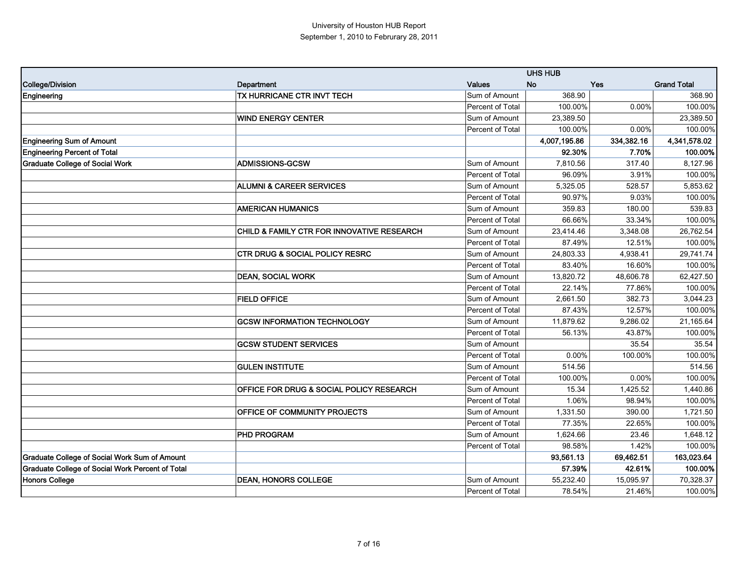# University of Houston HUB Report

September 1, 2010 to Februrary 28, 2011

| | | | UHS HUB | | |
|---|---|---|---|---|---|
| **College/Division** | **Department** | **Values** | **No** | **Yes** | **Grand Total** |
| **Engineering** | **TX HURRICANE CTR INVT TECH** | Sum of Amount | 368.90 | | 368.90 |
| | | Percent of Total | 100.00% | 0.00% | 100.00% |
| | **WIND ENERGY CENTER** | Sum of Amount | 23,389.50 | | 23,389.50 |
| | | Percent of Total | 100.00% | 0.00% | 100.00% |
| **Engineering Sum of Amount** | | | **4,007,195.86** | **334,382.16** | **4,341,578.02** |
| **Engineering Percent of Total** | | | **92.30%** | **7.70%** | **100.00%** |
| **Graduate College of Social Work** | **ADMISSIONS-GCSW** | Sum of Amount | 7,810.56 | 317.40 | 8,127.96 |
| | | Percent of Total | 96.09% | 3.91% | 100.00% |
| | **ALUMNI & CAREER SERVICES** | Sum of Amount | 5,325.05 | 528.57 | 5,853.62 |
| | | Percent of Total | 90.97% | 9.03% | 100.00% |
| | **AMERICAN HUMANICS** | Sum of Amount | 359.83 | 180.00 | 539.83 |
| | | Percent of Total | 66.66% | 33.34% | 100.00% |
| | **CHILD & FAMILY CTR FOR INNOVATIVE RESEARCH** | Sum of Amount | 23,414.46 | 3,348.08 | 26,762.54 |
| | | Percent of Total | 87.49% | 12.51% | 100.00% |
| | **CTR DRUG & SOCIAL POLICY RESRC** | Sum of Amount | 24,803.33 | 4,938.41 | 29,741.74 |
| | | Percent of Total | 83.40% | 16.60% | 100.00% |
| | **DEAN, SOCIAL WORK** | Sum of Amount | 13,820.72 | 48,606.78 | 62,427.50 |
| | | Percent of Total | 22.14% | 77.86% | 100.00% |
| | **FIELD OFFICE** | Sum of Amount | 2,661.50 | 382.73 | 3,044.23 |
| | | Percent of Total | 87.43% | 12.57% | 100.00% |
| | **GCSW INFORMATION TECHNOLOGY** | Sum of Amount | 11,879.62 | 9,286.02 | 21,165.64 |
| | | Percent of Total | 56.13% | 43.87% | 100.00% |
| | **GCSW STUDENT SERVICES** | Sum of Amount | | 35.54 | 35.54 |
| | | Percent of Total | 0.00% | 100.00% | 100.00% |
| | **GULEN INSTITUTE** | Sum of Amount | 514.56 | | 514.56 |
| | | Percent of Total | 100.00% | 0.00% | 100.00% |
| | **OFFICE FOR DRUG & SOCIAL POLICY RESEARCH** | Sum of Amount | 15.34 | 1,425.52 | 1,440.86 |
| | | Percent of Total | 1.06% | 98.94% | 100.00% |
| | **OFFICE OF COMMUNITY PROJECTS** | Sum of Amount | 1,331.50 | 390.00 | 1,721.50 |
| | | Percent of Total | 77.35% | 22.65% | 100.00% |
| | **PHD PROGRAM** | Sum of Amount | 1,624.66 | 23.46 | 1,648.12 |
| | | Percent of Total | 98.58% | 1.42% | 100.00% |
| **Graduate College of Social Work Sum of Amount** | | | **93,561.13** | **69,462.51** | **163,023.64** |
| **Graduate College of Social Work Percent of Total** | | | **57.39%** | **42.61%** | **100.00%** |
| **Honors College** | **DEAN, HONORS COLLEGE** | Sum of Amount | 55,232.40 | 15,095.97 | 70,328.37 |
| | | Percent of Total | 78.54% | 21.46% | 100.00% |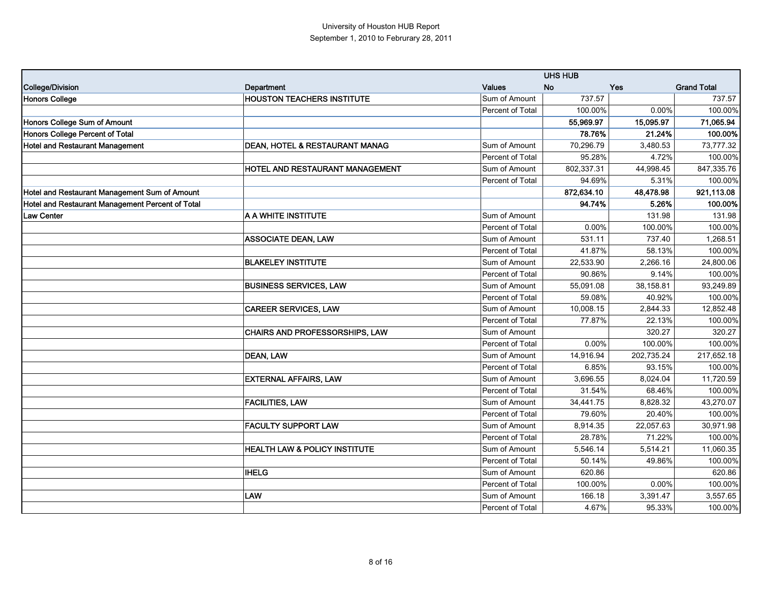University of Houston HUB Report

September 1, 2010 to Februrary 28, 2011

| | | | UHS HUB | | |
|---|---|---|---|---|---|
| **College/Division** | **Department** | **Values** | **No** | **Yes** | **Grand Total** |
| **Honors College** | **HOUSTON TEACHERS INSTITUTE** | Sum of Amount | 737.57 | | 737.57 |
| | | Percent of Total | 100.00% | 0.00% | 100.00% |
| **Honors College Sum of Amount** | | | **55,969.97** | **15,095.97** | **71,065.94** |
| **Honors College Percent of Total** | | | **78.76%** | **21.24%** | **100.00%** |
| **Hotel and Restaurant Management** | **DEAN, HOTEL & RESTAURANT MANAG** | Sum of Amount | 70,296.79 | 3,480.53 | 73,777.32 |
| | | Percent of Total | 95.28% | 4.72% | 100.00% |
| | **HOTEL AND RESTAURANT MANAGEMENT** | Sum of Amount | 802,337.31 | 44,998.45 | 847,335.76 |
| | | Percent of Total | 94.69% | 5.31% | 100.00% |
| **Hotel and Restaurant Management Sum of Amount** | | | **872,634.10** | **48,478.98** | **921,113.08** |
| **Hotel and Restaurant Management Percent of Total** | | | **94.74%** | **5.26%** | **100.00%** |
| **Law Center** | **A A WHITE INSTITUTE** | Sum of Amount | | 131.98 | 131.98 |
| | | Percent of Total | 0.00% | 100.00% | 100.00% |
| | **ASSOCIATE DEAN, LAW** | Sum of Amount | 531.11 | 737.40 | 1,268.51 |
| | | Percent of Total | 41.87% | 58.13% | 100.00% |
| | **BLAKELEY INSTITUTE** | Sum of Amount | 22,533.90 | 2,266.16 | 24,800.06 |
| | | Percent of Total | 90.86% | 9.14% | 100.00% |
| | **BUSINESS SERVICES, LAW** | Sum of Amount | 55,091.08 | 38,158.81 | 93,249.89 |
| | | Percent of Total | 59.08% | 40.92% | 100.00% |
| | **CAREER SERVICES, LAW** | Sum of Amount | 10,008.15 | 2,844.33 | 12,852.48 |
| | | Percent of Total | 77.87% | 22.13% | 100.00% |
| | **CHAIRS AND PROFESSORSHIPS, LAW** | Sum of Amount | | 320.27 | 320.27 |
| | | Percent of Total | 0.00% | 100.00% | 100.00% |
| | **DEAN, LAW** | Sum of Amount | 14,916.94 | 202,735.24 | 217,652.18 |
| | | Percent of Total | 6.85% | 93.15% | 100.00% |
| | **EXTERNAL AFFAIRS, LAW** | Sum of Amount | 3,696.55 | 8,024.04 | 11,720.59 |
| | | Percent of Total | 31.54% | 68.46% | 100.00% |
| | **FACILITIES, LAW** | Sum of Amount | 34,441.75 | 8,828.32 | 43,270.07 |
| | | Percent of Total | 79.60% | 20.40% | 100.00% |
| | **FACULTY SUPPORT LAW** | Sum of Amount | 8,914.35 | 22,057.63 | 30,971.98 |
| | | Percent of Total | 28.78% | 71.22% | 100.00% |
| | **HEALTH LAW & POLICY INSTITUTE** | Sum of Amount | 5,546.14 | 5,514.21 | 11,060.35 |
| | | Percent of Total | 50.14% | 49.86% | 100.00% |
| | **IHELG** | Sum of Amount | 620.86 | | 620.86 |
| | | Percent of Total | 100.00% | 0.00% | 100.00% |
| | **LAW** | Sum of Amount | 166.18 | 3,391.47 | 3,557.65 |
| | | Percent of Total | 4.67% | 95.33% | 100.00% |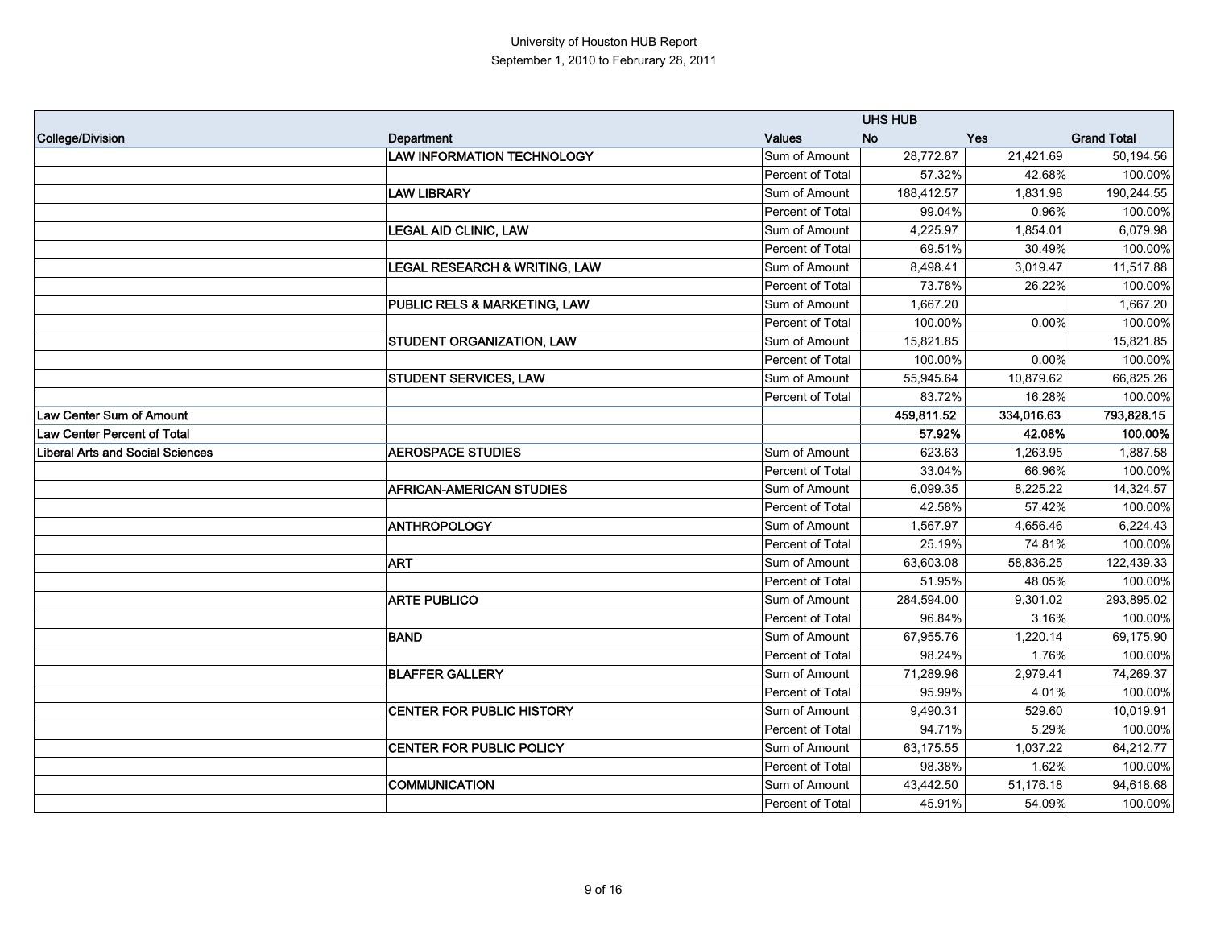University of Houston HUB Report

September 1, 2010 to Februrary 28, 2011

| College/Division | Department | Values | UHS HUB No | Yes | Grand Total |
|---|---|---|---|---|---|
| | LAW INFORMATION TECHNOLOGY | Sum of Amount | 28,772.87 | 21,421.69 | 50,194.56 |
| | | Percent of Total | 57.32% | 42.68% | 100.00% |
| | LAW LIBRARY | Sum of Amount | 188,412.57 | 1,831.98 | 190,244.55 |
| | | Percent of Total | 99.04% | 0.96% | 100.00% |
| | LEGAL AID CLINIC, LAW | Sum of Amount | 4,225.97 | 1,854.01 | 6,079.98 |
| | | Percent of Total | 69.51% | 30.49% | 100.00% |
| | LEGAL RESEARCH & WRITING, LAW | Sum of Amount | 8,498.41 | 3,019.47 | 11,517.88 |
| | | Percent of Total | 73.78% | 26.22% | 100.00% |
| | PUBLIC RELS & MARKETING, LAW | Sum of Amount | 1,667.20 | | 1,667.20 |
| | | Percent of Total | 100.00% | 0.00% | 100.00% |
| | STUDENT ORGANIZATION, LAW | Sum of Amount | 15,821.85 | | 15,821.85 |
| | | Percent of Total | 100.00% | 0.00% | 100.00% |
| | STUDENT SERVICES, LAW | Sum of Amount | 55,945.64 | 10,879.62 | 66,825.26 |
| | | Percent of Total | 83.72% | 16.28% | 100.00% |
| **Law Center Sum of Amount** | | | **459,811.52** | **334,016.63** | **793,828.15** |
| **Law Center Percent of Total** | | | **57.92%** | **42.08%** | **100.00%** |
| Liberal Arts and Social Sciences | AEROSPACE STUDIES | Sum of Amount | 623.63 | 1,263.95 | 1,887.58 |
| | | Percent of Total | 33.04% | 66.96% | 100.00% |
| | AFRICAN-AMERICAN STUDIES | Sum of Amount | 6,099.35 | 8,225.22 | 14,324.57 |
| | | Percent of Total | 42.58% | 57.42% | 100.00% |
| | ANTHROPOLOGY | Sum of Amount | 1,567.97 | 4,656.46 | 6,224.43 |
| | | Percent of Total | 25.19% | 74.81% | 100.00% |
| | ART | Sum of Amount | 63,603.08 | 58,836.25 | 122,439.33 |
| | | Percent of Total | 51.95% | 48.05% | 100.00% |
| | ARTE PUBLICO | Sum of Amount | 284,594.00 | 9,301.02 | 293,895.02 |
| | | Percent of Total | 96.84% | 3.16% | 100.00% |
| | BAND | Sum of Amount | 67,955.76 | 1,220.14 | 69,175.90 |
| | | Percent of Total | 98.24% | 1.76% | 100.00% |
| | BLAFFER GALLERY | Sum of Amount | 71,289.96 | 2,979.41 | 74,269.37 |
| | | Percent of Total | 95.99% | 4.01% | 100.00% |
| | CENTER FOR PUBLIC HISTORY | Sum of Amount | 9,490.31 | 529.60 | 10,019.91 |
| | | Percent of Total | 94.71% | 5.29% | 100.00% |
| | CENTER FOR PUBLIC POLICY | Sum of Amount | 63,175.55 | 1,037.22 | 64,212.77 |
| | | Percent of Total | 98.38% | 1.62% | 100.00% |
| | COMMUNICATION | Sum of Amount | 43,442.50 | 51,176.18 | 94,618.68 |
| | | Percent of Total | 45.91% | 54.09% | 100.00% |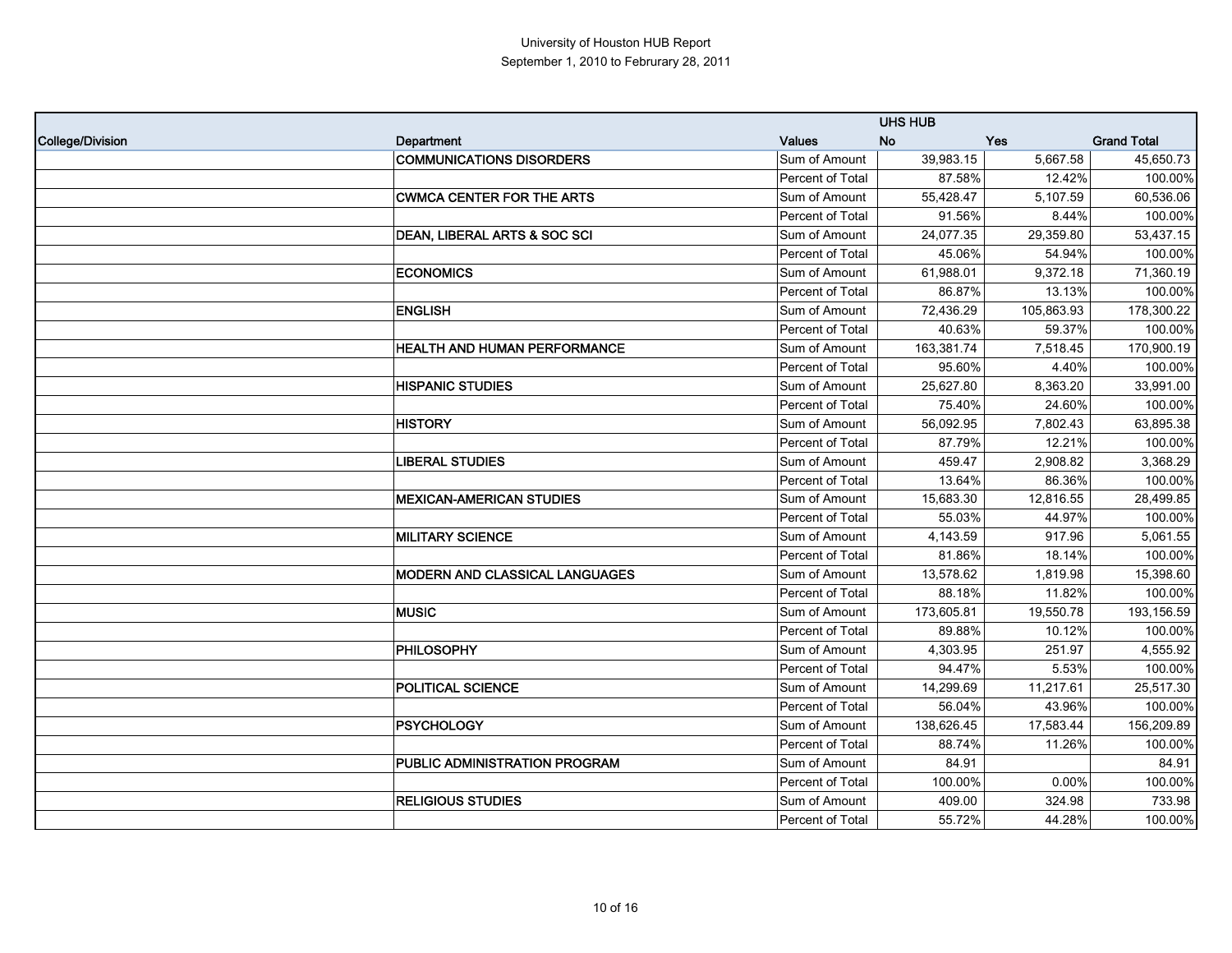University of Houston HUB Report
September 1, 2010 to Februrary 28, 2011

| College/Division | Department | Values | UHS HUB No | UHS HUB Yes | Grand Total |
|---|---|---|---|---|---|
| | COMMUNICATIONS DISORDERS | Sum of Amount | 39,983.15 | 5,667.58 | 45,650.73 |
| | | Percent of Total | 87.58% | 12.42% | 100.00% |
| | CWMCA CENTER FOR THE ARTS | Sum of Amount | 55,428.47 | 5,107.59 | 60,536.06 |
| | | Percent of Total | 91.56% | 8.44% | 100.00% |
| | DEAN, LIBERAL ARTS & SOC SCI | Sum of Amount | 24,077.35 | 29,359.80 | 53,437.15 |
| | | Percent of Total | 45.06% | 54.94% | 100.00% |
| | ECONOMICS | Sum of Amount | 61,988.01 | 9,372.18 | 71,360.19 |
| | | Percent of Total | 86.87% | 13.13% | 100.00% |
| | ENGLISH | Sum of Amount | 72,436.29 | 105,863.93 | 178,300.22 |
| | | Percent of Total | 40.63% | 59.37% | 100.00% |
| | HEALTH AND HUMAN PERFORMANCE | Sum of Amount | 163,381.74 | 7,518.45 | 170,900.19 |
| | | Percent of Total | 95.60% | 4.40% | 100.00% |
| | HISPANIC STUDIES | Sum of Amount | 25,627.80 | 8,363.20 | 33,991.00 |
| | | Percent of Total | 75.40% | 24.60% | 100.00% |
| | HISTORY | Sum of Amount | 56,092.95 | 7,802.43 | 63,895.38 |
| | | Percent of Total | 87.79% | 12.21% | 100.00% |
| | LIBERAL STUDIES | Sum of Amount | 459.47 | 2,908.82 | 3,368.29 |
| | | Percent of Total | 13.64% | 86.36% | 100.00% |
| | MEXICAN-AMERICAN STUDIES | Sum of Amount | 15,683.30 | 12,816.55 | 28,499.85 |
| | | Percent of Total | 55.03% | 44.97% | 100.00% |
| | MILITARY SCIENCE | Sum of Amount | 4,143.59 | 917.96 | 5,061.55 |
| | | Percent of Total | 81.86% | 18.14% | 100.00% |
| | MODERN AND CLASSICAL LANGUAGES | Sum of Amount | 13,578.62 | 1,819.98 | 15,398.60 |
| | | Percent of Total | 88.18% | 11.82% | 100.00% |
| | MUSIC | Sum of Amount | 173,605.81 | 19,550.78 | 193,156.59 |
| | | Percent of Total | 89.88% | 10.12% | 100.00% |
| | PHILOSOPHY | Sum of Amount | 4,303.95 | 251.97 | 4,555.92 |
| | | Percent of Total | 94.47% | 5.53% | 100.00% |
| | POLITICAL SCIENCE | Sum of Amount | 14,299.69 | 11,217.61 | 25,517.30 |
| | | Percent of Total | 56.04% | 43.96% | 100.00% |
| | PSYCHOLOGY | Sum of Amount | 138,626.45 | 17,583.44 | 156,209.89 |
| | | Percent of Total | 88.74% | 11.26% | 100.00% |
| | PUBLIC ADMINISTRATION PROGRAM | Sum of Amount | 84.91 | | 84.91 |
| | | Percent of Total | 100.00% | 0.00% | 100.00% |
| | RELIGIOUS STUDIES | Sum of Amount | 409.00 | 324.98 | 733.98 |
| | | Percent of Total | 55.72% | 44.28% | 100.00% |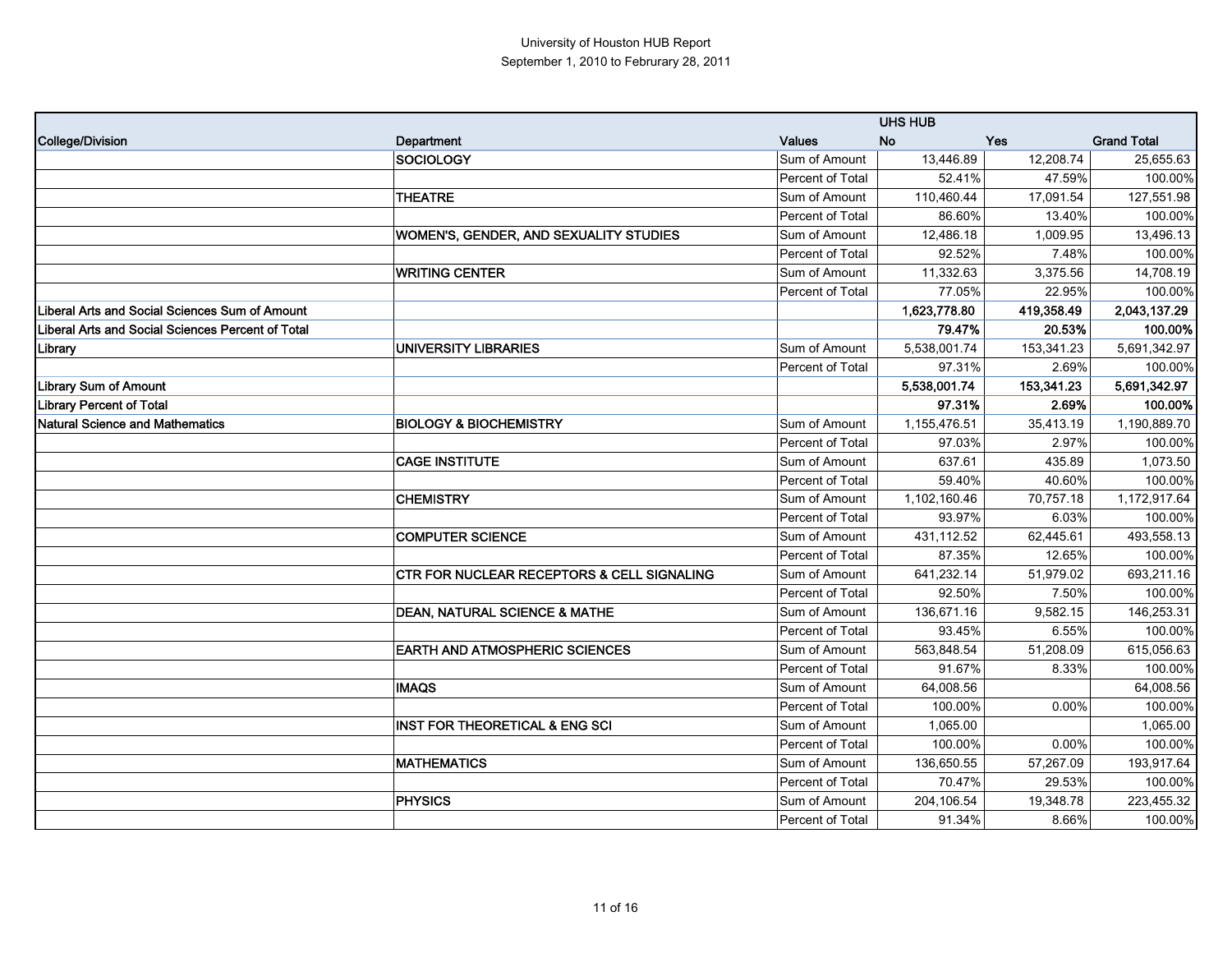University of Houston HUB Report
September 1, 2010 to Februrary 28, 2011

| | | | UHS HUB | | |
|---|---|---|---|---|---|
| College/Division | Department | Values | No | Yes | Grand Total |
| | SOCIOLOGY | Sum of Amount | 13,446.89 | 12,208.74 | 25,655.63 |
| | | Percent of Total | 52.41% | 47.59% | 100.00% |
| | THEATRE | Sum of Amount | 110,460.44 | 17,091.54 | 127,551.98 |
| | | Percent of Total | 86.60% | 13.40% | 100.00% |
| | WOMEN'S, GENDER, AND SEXUALITY STUDIES | Sum of Amount | 12,486.18 | 1,009.95 | 13,496.13 |
| | | Percent of Total | 92.52% | 7.48% | 100.00% |
| | WRITING CENTER | Sum of Amount | 11,332.63 | 3,375.56 | 14,708.19 |
| | | Percent of Total | 77.05% | 22.95% | 100.00% |
| Liberal Arts and Social Sciences Sum of Amount | | | **1,623,778.80** | **419,358.49** | **2,043,137.29** |
| Liberal Arts and Social Sciences Percent of Total | | | **79.47%** | **20.53%** | **100.00%** |
| Library | UNIVERSITY LIBRARIES | Sum of Amount | 5,538,001.74 | 153,341.23 | 5,691,342.97 |
| | | Percent of Total | 97.31% | 2.69% | 100.00% |
| Library Sum of Amount | | | **5,538,001.74** | **153,341.23** | **5,691,342.97** |
| Library Percent of Total | | | **97.31%** | **2.69%** | **100.00%** |
| Natural Science and Mathematics | BIOLOGY & BIOCHEMISTRY | Sum of Amount | 1,155,476.51 | 35,413.19 | 1,190,889.70 |
| | | Percent of Total | 97.03% | 2.97% | 100.00% |
| | CAGE INSTITUTE | Sum of Amount | 637.61 | 435.89 | 1,073.50 |
| | | Percent of Total | 59.40% | 40.60% | 100.00% |
| | CHEMISTRY | Sum of Amount | 1,102,160.46 | 70,757.18 | 1,172,917.64 |
| | | Percent of Total | 93.97% | 6.03% | 100.00% |
| | COMPUTER SCIENCE | Sum of Amount | 431,112.52 | 62,445.61 | 493,558.13 |
| | | Percent of Total | 87.35% | 12.65% | 100.00% |
| | CTR FOR NUCLEAR RECEPTORS & CELL SIGNALING | Sum of Amount | 641,232.14 | 51,979.02 | 693,211.16 |
| | | Percent of Total | 92.50% | 7.50% | 100.00% |
| | DEAN, NATURAL SCIENCE & MATHE | Sum of Amount | 136,671.16 | 9,582.15 | 146,253.31 |
| | | Percent of Total | 93.45% | 6.55% | 100.00% |
| | EARTH AND ATMOSPHERIC SCIENCES | Sum of Amount | 563,848.54 | 51,208.09 | 615,056.63 |
| | | Percent of Total | 91.67% | 8.33% | 100.00% |
| | IMAQS | Sum of Amount | 64,008.56 | | 64,008.56 |
| | | Percent of Total | 100.00% | 0.00% | 100.00% |
| | INST FOR THEORETICAL & ENG SCI | Sum of Amount | 1,065.00 | | 1,065.00 |
| | | Percent of Total | 100.00% | 0.00% | 100.00% |
| | MATHEMATICS | Sum of Amount | 136,650.55 | 57,267.09 | 193,917.64 |
| | | Percent of Total | 70.47% | 29.53% | 100.00% |
| | PHYSICS | Sum of Amount | 204,106.54 | 19,348.78 | 223,455.32 |
| | | Percent of Total | 91.34% | 8.66% | 100.00% |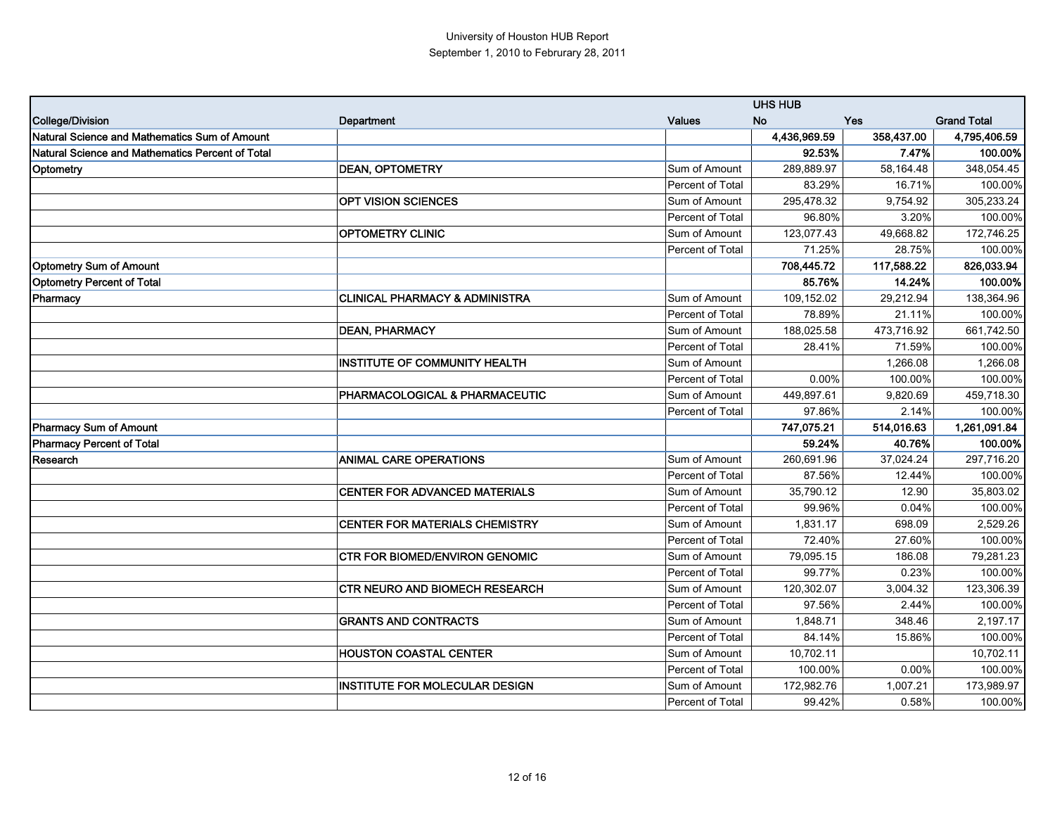University of Houston HUB Report
September 1, 2010 to Februrary 28, 2011

| | | | UHS HUB | | |
|---|---|---|---|---|---|
| College/Division | Department | Values | No | Yes | Grand Total |
| **Natural Science and Mathematics Sum of Amount** | | | **4,436,969.59** | **358,437.00** | **4,795,406.59** |
| **Natural Science and Mathematics Percent of Total** | | | **92.53%** | **7.47%** | **100.00%** |
| Optometry | DEAN, OPTOMETRY | Sum of Amount | 289,889.97 | 58,164.48 | 348,054.45 |
| | | Percent of Total | 83.29% | 16.71% | 100.00% |
| | OPT VISION SCIENCES | Sum of Amount | 295,478.32 | 9,754.92 | 305,233.24 |
| | | Percent of Total | 96.80% | 3.20% | 100.00% |
| | OPTOMETRY CLINIC | Sum of Amount | 123,077.43 | 49,668.82 | 172,746.25 |
| | | Percent of Total | 71.25% | 28.75% | 100.00% |
| **Optometry Sum of Amount** | | | **708,445.72** | **117,588.22** | **826,033.94** |
| **Optometry Percent of Total** | | | **85.76%** | **14.24%** | **100.00%** |
| Pharmacy | CLINICAL PHARMACY & ADMINISTRA | Sum of Amount | 109,152.02 | 29,212.94 | 138,364.96 |
| | | Percent of Total | 78.89% | 21.11% | 100.00% |
| | DEAN, PHARMACY | Sum of Amount | 188,025.58 | 473,716.92 | 661,742.50 |
| | | Percent of Total | 28.41% | 71.59% | 100.00% |
| | INSTITUTE OF COMMUNITY HEALTH | Sum of Amount | | 1,266.08 | 1,266.08 |
| | | Percent of Total | 0.00% | 100.00% | 100.00% |
| | PHARMACOLOGICAL & PHARMACEUTIC | Sum of Amount | 449,897.61 | 9,820.69 | 459,718.30 |
| | | Percent of Total | 97.86% | 2.14% | 100.00% |
| **Pharmacy Sum of Amount** | | | **747,075.21** | **514,016.63** | **1,261,091.84** |
| **Pharmacy Percent of Total** | | | **59.24%** | **40.76%** | **100.00%** |
| Research | ANIMAL CARE OPERATIONS | Sum of Amount | 260,691.96 | 37,024.24 | 297,716.20 |
| | | Percent of Total | 87.56% | 12.44% | 100.00% |
| | CENTER FOR ADVANCED MATERIALS | Sum of Amount | 35,790.12 | 12.90 | 35,803.02 |
| | | Percent of Total | 99.96% | 0.04% | 100.00% |
| | CENTER FOR MATERIALS CHEMISTRY | Sum of Amount | 1,831.17 | 698.09 | 2,529.26 |
| | | Percent of Total | 72.40% | 27.60% | 100.00% |
| | CTR FOR BIOMED/ENVIRON GENOMIC | Sum of Amount | 79,095.15 | 186.08 | 79,281.23 |
| | | Percent of Total | 99.77% | 0.23% | 100.00% |
| | CTR NEURO AND BIOMECH RESEARCH | Sum of Amount | 120,302.07 | 3,004.32 | 123,306.39 |
| | | Percent of Total | 97.56% | 2.44% | 100.00% |
| | GRANTS AND CONTRACTS | Sum of Amount | 1,848.71 | 348.46 | 2,197.17 |
| | | Percent of Total | 84.14% | 15.86% | 100.00% |
| | HOUSTON COASTAL CENTER | Sum of Amount | 10,702.11 | | 10,702.11 |
| | | Percent of Total | 100.00% | 0.00% | 100.00% |
| | INSTITUTE FOR MOLECULAR DESIGN | Sum of Amount | 172,982.76 | 1,007.21 | 173,989.97 |
| | | Percent of Total | 99.42% | 0.58% | 100.00% |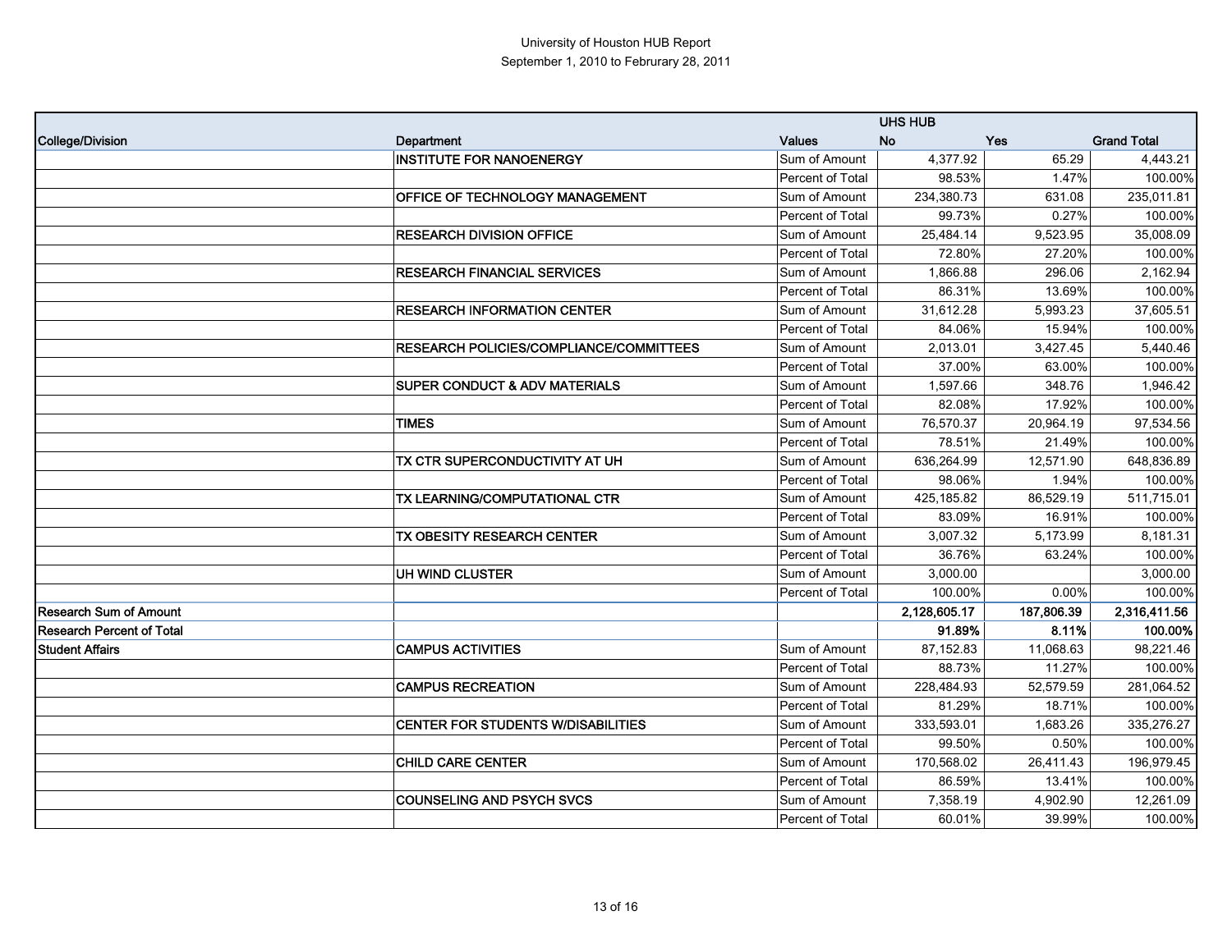University of Houston HUB Report
September 1, 2010 to Februrary 28, 2011

| | | | UHS HUB | | |
|---|---|---|---|---|---|
| College/Division | Department | Values | No | Yes | Grand Total |
| | INSTITUTE FOR NANOENERGY | Sum of Amount | 4,377.92 | 65.29 | 4,443.21 |
| | | Percent of Total | 98.53% | 1.47% | 100.00% |
| | OFFICE OF TECHNOLOGY MANAGEMENT | Sum of Amount | 234,380.73 | 631.08 | 235,011.81 |
| | | Percent of Total | 99.73% | 0.27% | 100.00% |
| | RESEARCH DIVISION OFFICE | Sum of Amount | 25,484.14 | 9,523.95 | 35,008.09 |
| | | Percent of Total | 72.80% | 27.20% | 100.00% |
| | RESEARCH FINANCIAL SERVICES | Sum of Amount | 1,866.88 | 296.06 | 2,162.94 |
| | | Percent of Total | 86.31% | 13.69% | 100.00% |
| | RESEARCH INFORMATION CENTER | Sum of Amount | 31,612.28 | 5,993.23 | 37,605.51 |
| | | Percent of Total | 84.06% | 15.94% | 100.00% |
| | RESEARCH POLICIES/COMPLIANCE/COMMITTEES | Sum of Amount | 2,013.01 | 3,427.45 | 5,440.46 |
| | | Percent of Total | 37.00% | 63.00% | 100.00% |
| | SUPER CONDUCT & ADV MATERIALS | Sum of Amount | 1,597.66 | 348.76 | 1,946.42 |
| | | Percent of Total | 82.08% | 17.92% | 100.00% |
| | TIMES | Sum of Amount | 76,570.37 | 20,964.19 | 97,534.56 |
| | | Percent of Total | 78.51% | 21.49% | 100.00% |
| | TX CTR SUPERCONDUCTIVITY AT UH | Sum of Amount | 636,264.99 | 12,571.90 | 648,836.89 |
| | | Percent of Total | 98.06% | 1.94% | 100.00% |
| | TX LEARNING/COMPUTATIONAL CTR | Sum of Amount | 425,185.82 | 86,529.19 | 511,715.01 |
| | | Percent of Total | 83.09% | 16.91% | 100.00% |
| | TX OBESITY RESEARCH CENTER | Sum of Amount | 3,007.32 | 5,173.99 | 8,181.31 |
| | | Percent of Total | 36.76% | 63.24% | 100.00% |
| | UH WIND CLUSTER | Sum of Amount | 3,000.00 | | 3,000.00 |
| | | Percent of Total | 100.00% | 0.00% | 100.00% |
| **Research Sum of Amount** | | | **2,128,605.17** | **187,806.39** | **2,316,411.56** |
| **Research Percent of Total** | | | **91.89%** | **8.11%** | **100.00%** |
| Student Affairs | CAMPUS ACTIVITIES | Sum of Amount | 87,152.83 | 11,068.63 | 98,221.46 |
| | | Percent of Total | 88.73% | 11.27% | 100.00% |
| | CAMPUS RECREATION | Sum of Amount | 228,484.93 | 52,579.59 | 281,064.52 |
| | | Percent of Total | 81.29% | 18.71% | 100.00% |
| | CENTER FOR STUDENTS W/DISABILITIES | Sum of Amount | 333,593.01 | 1,683.26 | 335,276.27 |
| | | Percent of Total | 99.50% | 0.50% | 100.00% |
| | CHILD CARE CENTER | Sum of Amount | 170,568.02 | 26,411.43 | 196,979.45 |
| | | Percent of Total | 86.59% | 13.41% | 100.00% |
| | COUNSELING AND PSYCH SVCS | Sum of Amount | 7,358.19 | 4,902.90 | 12,261.09 |
| | | Percent of Total | 60.01% | 39.99% | 100.00% |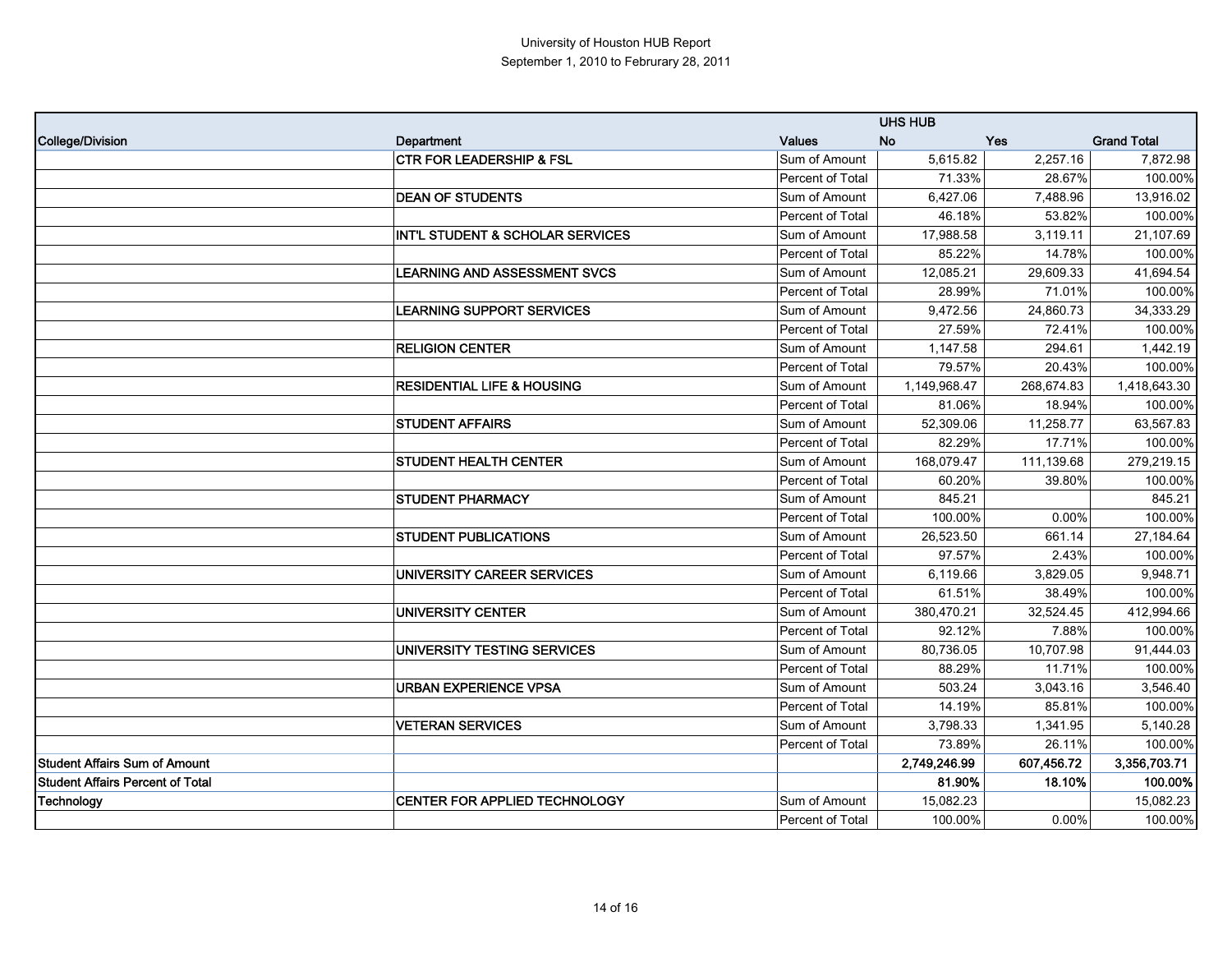University of Houston HUB Report
September 1, 2010 to Februrary 28, 2011

| | | | UHS HUB | | |
|---|---|---|---|---|---|
| **College/Division** | **Department** | **Values** | **No** | **Yes** | **Grand Total** |
| | **CTR FOR LEADERSHIP & FSL** | Sum of Amount | 5,615.82 | 2,257.16 | 7,872.98 |
| | | Percent of Total | 71.33% | 28.67% | 100.00% |
| | **DEAN OF STUDENTS** | Sum of Amount | 6,427.06 | 7,488.96 | 13,916.02 |
| | | Percent of Total | 46.18% | 53.82% | 100.00% |
| | **INT'L STUDENT & SCHOLAR SERVICES** | Sum of Amount | 17,988.58 | 3,119.11 | 21,107.69 |
| | | Percent of Total | 85.22% | 14.78% | 100.00% |
| | **LEARNING AND ASSESSMENT SVCS** | Sum of Amount | 12,085.21 | 29,609.33 | 41,694.54 |
| | | Percent of Total | 28.99% | 71.01% | 100.00% |
| | **LEARNING SUPPORT SERVICES** | Sum of Amount | 9,472.56 | 24,860.73 | 34,333.29 |
| | | Percent of Total | 27.59% | 72.41% | 100.00% |
| | **RELIGION CENTER** | Sum of Amount | 1,147.58 | 294.61 | 1,442.19 |
| | | Percent of Total | 79.57% | 20.43% | 100.00% |
| | **RESIDENTIAL LIFE & HOUSING** | Sum of Amount | 1,149,968.47 | 268,674.83 | 1,418,643.30 |
| | | Percent of Total | 81.06% | 18.94% | 100.00% |
| | **STUDENT AFFAIRS** | Sum of Amount | 52,309.06 | 11,258.77 | 63,567.83 |
| | | Percent of Total | 82.29% | 17.71% | 100.00% |
| | **STUDENT HEALTH CENTER** | Sum of Amount | 168,079.47 | 111,139.68 | 279,219.15 |
| | | Percent of Total | 60.20% | 39.80% | 100.00% |
| | **STUDENT PHARMACY** | Sum of Amount | 845.21 | | 845.21 |
| | | Percent of Total | 100.00% | 0.00% | 100.00% |
| | **STUDENT PUBLICATIONS** | Sum of Amount | 26,523.50 | 661.14 | 27,184.64 |
| | | Percent of Total | 97.57% | 2.43% | 100.00% |
| | **UNIVERSITY CAREER SERVICES** | Sum of Amount | 6,119.66 | 3,829.05 | 9,948.71 |
| | | Percent of Total | 61.51% | 38.49% | 100.00% |
| | **UNIVERSITY CENTER** | Sum of Amount | 380,470.21 | 32,524.45 | 412,994.66 |
| | | Percent of Total | 92.12% | 7.88% | 100.00% |
| | **UNIVERSITY TESTING SERVICES** | Sum of Amount | 80,736.05 | 10,707.98 | 91,444.03 |
| | | Percent of Total | 88.29% | 11.71% | 100.00% |
| | **URBAN EXPERIENCE VPSA** | Sum of Amount | 503.24 | 3,043.16 | 3,546.40 |
| | | Percent of Total | 14.19% | 85.81% | 100.00% |
| | **VETERAN SERVICES** | Sum of Amount | 3,798.33 | 1,341.95 | 5,140.28 |
| | | Percent of Total | 73.89% | 26.11% | 100.00% |
| **Student Affairs Sum of Amount** | | | **2,749,246.99** | **607,456.72** | **3,356,703.71** |
| **Student Affairs Percent of Total** | | | **81.90%** | **18.10%** | **100.00%** |
| **Technology** | **CENTER FOR APPLIED TECHNOLOGY** | Sum of Amount | 15,082.23 | | 15,082.23 |
| | | Percent of Total | 100.00% | 0.00% | 100.00% |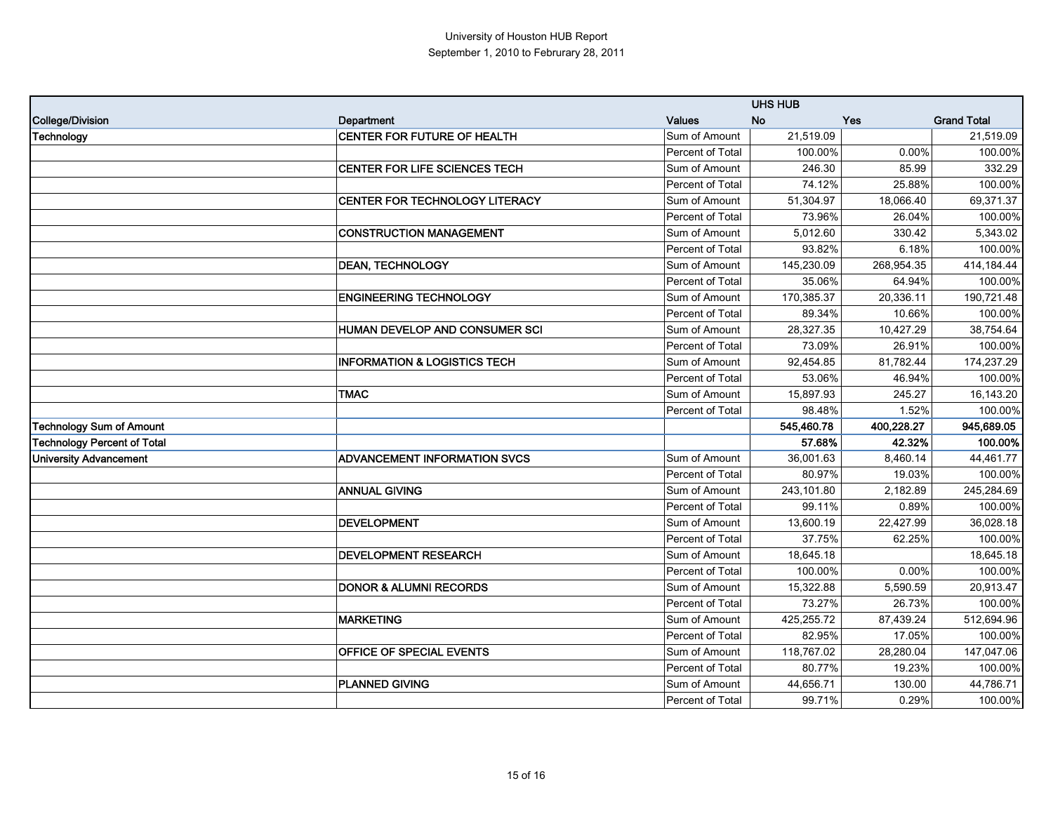University of Houston HUB Report
September 1, 2010 to Februrary 28, 2011

| | | | UHS HUB | | |
|---|---|---|---|---|---|
| **College/Division** | **Department** | **Values** | **No** | **Yes** | **Grand Total** |
| **Technology** | **CENTER FOR FUTURE OF HEALTH** | Sum of Amount | 21,519.09 | | 21,519.09 |
| | | Percent of Total | 100.00% | 0.00% | 100.00% |
| | **CENTER FOR LIFE SCIENCES TECH** | Sum of Amount | 246.30 | 85.99 | 332.29 |
| | | Percent of Total | 74.12% | 25.88% | 100.00% |
| | **CENTER FOR TECHNOLOGY LITERACY** | Sum of Amount | 51,304.97 | 18,066.40 | 69,371.37 |
| | | Percent of Total | 73.96% | 26.04% | 100.00% |
| | **CONSTRUCTION MANAGEMENT** | Sum of Amount | 5,012.60 | 330.42 | 5,343.02 |
| | | Percent of Total | 93.82% | 6.18% | 100.00% |
| | **DEAN, TECHNOLOGY** | Sum of Amount | 145,230.09 | 268,954.35 | 414,184.44 |
| | | Percent of Total | 35.06% | 64.94% | 100.00% |
| | **ENGINEERING TECHNOLOGY** | Sum of Amount | 170,385.37 | 20,336.11 | 190,721.48 |
| | | Percent of Total | 89.34% | 10.66% | 100.00% |
| | **HUMAN DEVELOP AND CONSUMER SCI** | Sum of Amount | 28,327.35 | 10,427.29 | 38,754.64 |
| | | Percent of Total | 73.09% | 26.91% | 100.00% |
| | **INFORMATION & LOGISTICS TECH** | Sum of Amount | 92,454.85 | 81,782.44 | 174,237.29 |
| | | Percent of Total | 53.06% | 46.94% | 100.00% |
| | **TMAC** | Sum of Amount | 15,897.93 | 245.27 | 16,143.20 |
| | | Percent of Total | 98.48% | 1.52% | 100.00% |
| **Technology Sum of Amount** | | | **545,460.78** | **400,228.27** | **945,689.05** |
| **Technology Percent of Total** | | | **57.68%** | **42.32%** | **100.00%** |
| **University Advancement** | **ADVANCEMENT INFORMATION SVCS** | Sum of Amount | 36,001.63 | 8,460.14 | 44,461.77 |
| | | Percent of Total | 80.97% | 19.03% | 100.00% |
| | **ANNUAL GIVING** | Sum of Amount | 243,101.80 | 2,182.89 | 245,284.69 |
| | | Percent of Total | 99.11% | 0.89% | 100.00% |
| | **DEVELOPMENT** | Sum of Amount | 13,600.19 | 22,427.99 | 36,028.18 |
| | | Percent of Total | 37.75% | 62.25% | 100.00% |
| | **DEVELOPMENT RESEARCH** | Sum of Amount | 18,645.18 | | 18,645.18 |
| | | Percent of Total | 100.00% | 0.00% | 100.00% |
| | **DONOR & ALUMNI RECORDS** | Sum of Amount | 15,322.88 | 5,590.59 | 20,913.47 |
| | | Percent of Total | 73.27% | 26.73% | 100.00% |
| | **MARKETING** | Sum of Amount | 425,255.72 | 87,439.24 | 512,694.96 |
| | | Percent of Total | 82.95% | 17.05% | 100.00% |
| | **OFFICE OF SPECIAL EVENTS** | Sum of Amount | 118,767.02 | 28,280.04 | 147,047.06 |
| | | Percent of Total | 80.77% | 19.23% | 100.00% |
| | **PLANNED GIVING** | Sum of Amount | 44,656.71 | 130.00 | 44,786.71 |
| | | Percent of Total | 99.71% | 0.29% | 100.00% |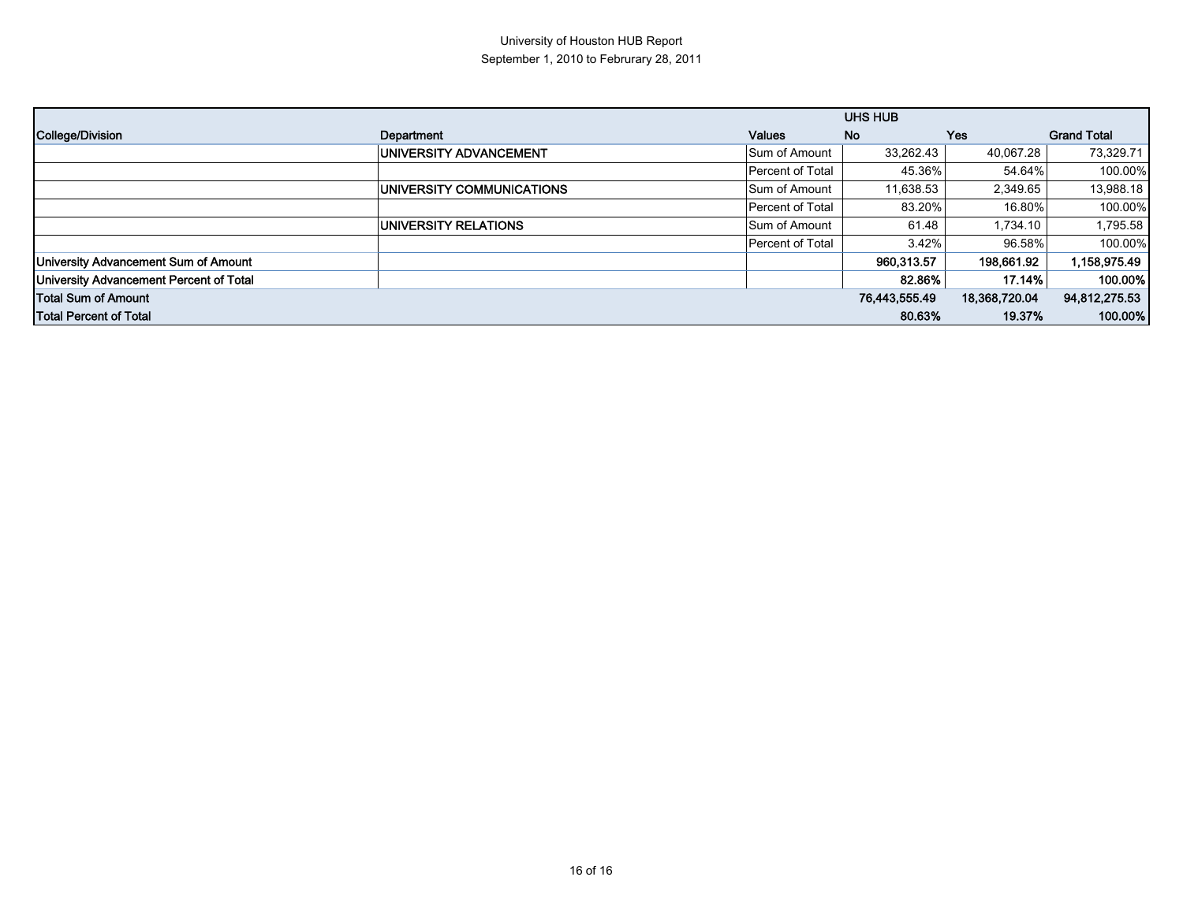University of Houston HUB Report
September 1, 2010 to Februrary 28, 2011

| | | | UHS HUB | | |
|---|---|---|---|---|---|
| **College/Division** | **Department** | **Values** | **No** | **Yes** | **Grand Total** |
| | **UNIVERSITY ADVANCEMENT** | Sum of Amount | 33,262.43 | 40,067.28 | 73,329.71 |
| | | Percent of Total | 45.36% | 54.64% | 100.00% |
| | **UNIVERSITY COMMUNICATIONS** | Sum of Amount | 11,638.53 | 2,349.65 | 13,988.18 |
| | | Percent of Total | 83.20% | 16.80% | 100.00% |
| | **UNIVERSITY RELATIONS** | Sum of Amount | 61.48 | 1,734.10 | 1,795.58 |
| | | Percent of Total | 3.42% | 96.58% | 100.00% |
| **University Advancement Sum of Amount** | | | **960,313.57** | **198,661.92** | **1,158,975.49** |
| **University Advancement Percent of Total** | | | **82.86%** | **17.14%** | **100.00%** |
| **Total Sum of Amount** | | | **76,443,555.49** | **18,368,720.04** | **94,812,275.53** |
| **Total Percent of Total** | | | **80.63%** | **19.37%** | **100.00%** |